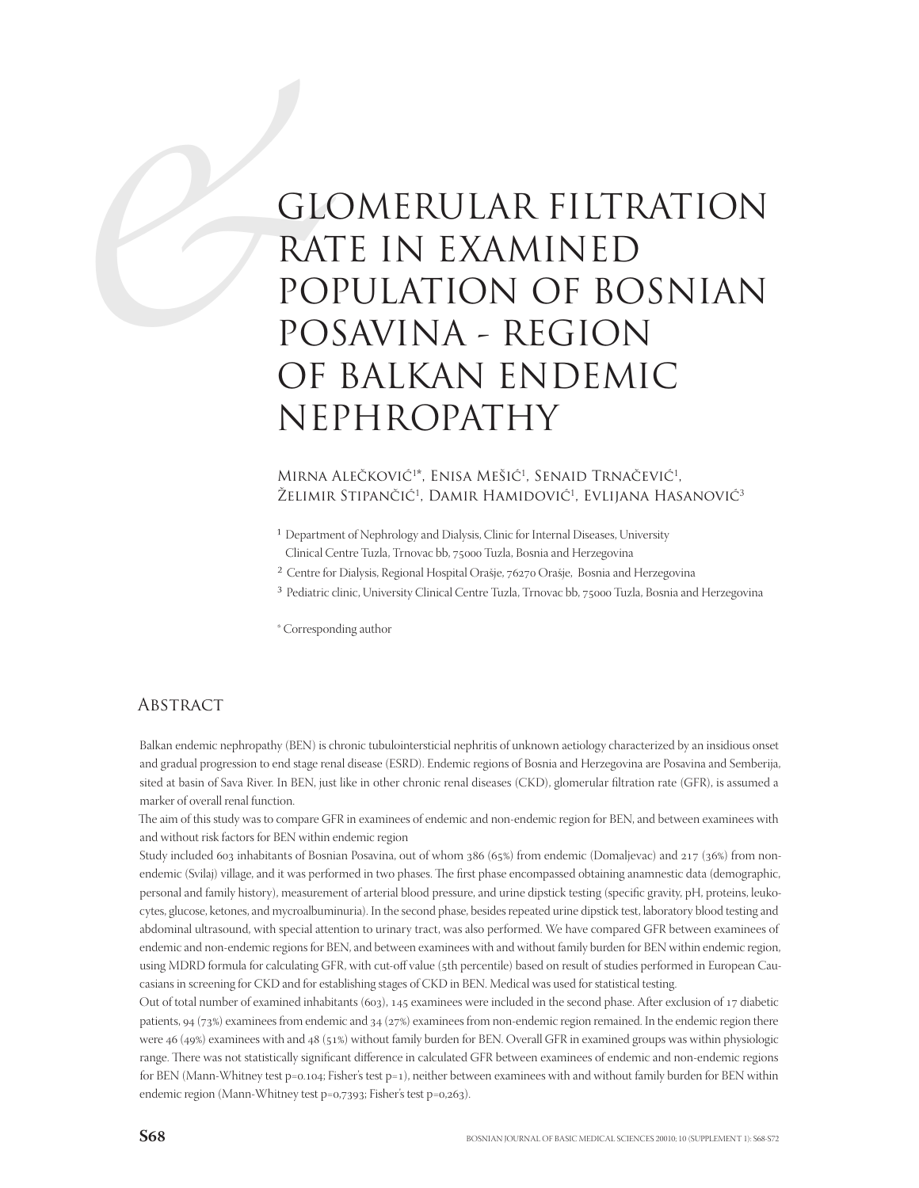# GLOMERULAR FILTRATION RATE IN EXAMINED POPULATION OF BOSNIAN POSAVINA - REGION OF BALKAN ENDEMIC NEPHROPATHY

Mirna Alečković[1]*, Enisa Mešić[1], Senaid Trnačević[1], Želimir Stipančić[1], Damir Hamidović[1], Evlijana Hasanović[3]

[1] Department of Nephrology and Dialysis, Clinic for Internal Diseases, University Clinical Centre Tuzla, Trnovac bb, 75000 Tuzla, Bosnia and Herzegovina

[2] Centre for Dialysis, Regional Hospital Orašje, 76270 Orašje, Bosnia and Herzegovina

[3] Pediatric clinic, University Clinical Centre Tuzla, Trnovac bb, 75000 Tuzla, Bosnia and Herzegovina

* Corresponding author

## Abstract

Balkan endemic nephropathy (BEN) is chronic tubulointersticial nephritis of unknown aetiology characterized by an insidious onset and gradual progression to end stage renal disease (ESRD). Endemic regions of Bosnia and Herzegovina are Posavina and Semberija, sited at basin of Sava River. In BEN, just like in other chronic renal diseases (CKD), glomerular filtration rate (GFR), is assumed a marker of overall renal function.

The aim of this study was to compare GFR in examinees of endemic and non-endemic region for BEN, and between examinees with and without risk factors for BEN within endemic region

Study included 603 inhabitants of Bosnian Posavina, out of whom 386 (65%) from endemic (Domaljevac) and 217 (36%) from non-endemic (Svilaj) village, and it was performed in two phases. The first phase encompassed obtaining anamnestic data (demographic, personal and family history), measurement of arterial blood pressure, and urine dipstick testing (specific gravity, pH, proteins, leukocytes, glucose, ketones, and mycroalbuminuria). In the second phase, besides repeated urine dipstick test, laboratory blood testing and abdominal ultrasound, with special attention to urinary tract, was also performed. We have compared GFR between examinees of endemic and non-endemic regions for BEN, and between examinees with and without family burden for BEN within endemic region, using MDRD formula for calculating GFR, with cut-off value (5th percentile) based on result of studies performed in European Caucasians in screening for CKD and for establishing stages of CKD in BEN. Medical was used for statistical testing.

Out of total number of examined inhabitants (603), 145 examinees were included in the second phase. After exclusion of 17 diabetic patients, 94 (73%) examinees from endemic and 34 (27%) examinees from non-endemic region remained. In the endemic region there were 46 (49%) examinees with and 48 (51%) without family burden for BEN. Overall GFR in examined groups was within physiologic range. There was not statistically significant difference in calculated GFR between examinees of endemic and non-endemic regions for BEN (Mann-Whitney test p=0.104; Fisher's test p=1), neither between examinees with and without family burden for BEN within endemic region (Mann-Whitney test p=0,7393; Fisher's test p=0,263).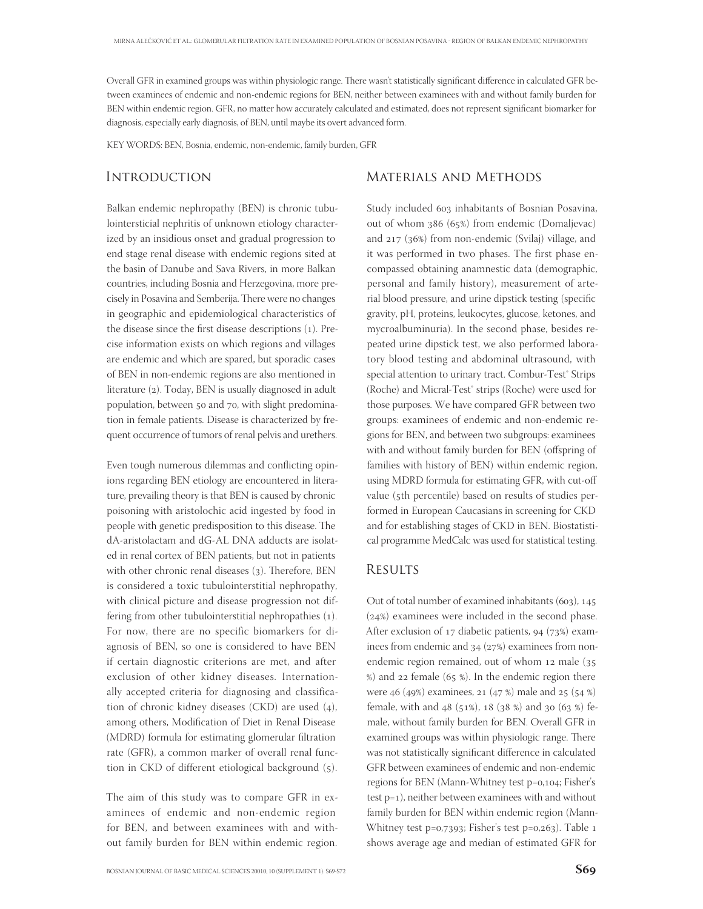Overall GFR in examined groups was within physiologic range. There wasn't statistically significant difference in calculated GFR between examinees of endemic and non-endemic regions for BEN, neither between examinees with and without family burden for BEN within endemic region. GFR, no matter how accurately calculated and estimated, does not represent significant biomarker for diagnosis, especially early diagnosis, of BEN, until maybe its overt advanced form.

KEY WORDS: BEN, Bosnia, endemic, non-endemic, family burden, GFR

## Introduction

Balkan endemic nephropathy (BEN) is chronic tubulointersticial nephritis of unknown etiology characterized by an insidious onset and gradual progression to end stage renal disease with endemic regions sited at the basin of Danube and Sava Rivers, in more Balkan countries, including Bosnia and Herzegovina, more precisely in Posavina and Semberija. There were no changes in geographic and epidemiological characteristics of the disease since the first disease descriptions (1). Precise information exists on which regions and villages are endemic and which are spared, but sporadic cases of BEN in non-endemic regions are also mentioned in literature (2). Today, BEN is usually diagnosed in adult population, between 50 and 70, with slight predomination in female patients. Disease is characterized by frequent occurrence of tumors of renal pelvis and urethers.

Even tough numerous dilemmas and conflicting opinions regarding BEN etiology are encountered in literature, prevailing theory is that BEN is caused by chronic poisoning with aristolochic acid ingested by food in people with genetic predisposition to this disease. The dA-aristolactam and dG-AL DNA adducts are isolated in renal cortex of BEN patients, but not in patients with other chronic renal diseases (3). Therefore, BEN is considered a toxic tubulointerstitial nephropathy, with clinical picture and disease progression not differing from other tubulointerstitial nephropathies (1). For now, there are no specific biomarkers for diagnosis of BEN, so one is considered to have BEN if certain diagnostic criterions are met, and after exclusion of other kidney diseases. Internationally accepted criteria for diagnosing and classification of chronic kidney diseases (CKD) are used (4), among others, Modification of Diet in Renal Disease (MDRD) formula for estimating glomerular filtration rate (GFR), a common marker of overall renal function in CKD of different etiological background (5).

The aim of this study was to compare GFR in examinees of endemic and non-endemic region for BEN, and between examinees with and without family burden for BEN within endemic region.

## Materials and Methods

Study included 603 inhabitants of Bosnian Posavina, out of whom 386 (65%) from endemic (Domaljevac) and 217 (36%) from non-endemic (Svilaj) village, and it was performed in two phases. The first phase encompassed obtaining anamnestic data (demographic, personal and family history), measurement of arterial blood pressure, and urine dipstick testing (specific gravity, pH, proteins, leukocytes, glucose, ketones, and mycroalbuminuria). In the second phase, besides repeated urine dipstick test, we also performed laboratory blood testing and abdominal ultrasound, with special attention to urinary tract. Combur-Test® Strips (Roche) and Micral-Test® strips (Roche) were used for those purposes. We have compared GFR between two groups: examinees of endemic and non-endemic regions for BEN, and between two subgroups: examinees with and without family burden for BEN (offspring of families with history of BEN) within endemic region, using MDRD formula for estimating GFR, with cut-off value (5th percentile) based on results of studies performed in European Caucasians in screening for CKD and for establishing stages of CKD in BEN. Biostatistical programme MedCalc was used for statistical testing.

## Results

Out of total number of examined inhabitants (603), 145 (24%) examinees were included in the second phase. After exclusion of 17 diabetic patients, 94 (73%) examinees from endemic and 34 (27%) examinees from non-endemic region remained, out of whom 12 male (35 %) and 22 female (65 %). In the endemic region there were 46 (49%) examinees, 21 (47 %) male and 25 (54 %) female, with and 48 (51%), 18 (38 %) and 30 (63 %) female, without family burden for BEN. Overall GFR in examined groups was within physiologic range. There was not statistically significant difference in calculated GFR between examinees of endemic and non-endemic regions for BEN (Mann-Whitney test p=0,104; Fisher's test p=1), neither between examinees with and without family burden for BEN within endemic region (Mann-Whitney test p=0,7393; Fisher's test p=0,263). Table 1 shows average age and median of estimated GFR for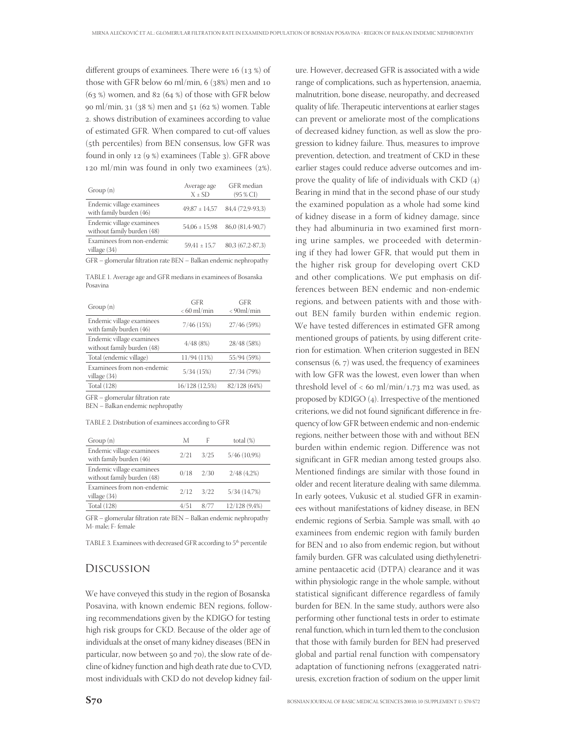different groups of examinees. There were 16 (13 %) of those with GFR below 60 ml/min, 6 (38%) men and 10 (63 %) women, and 82 (64 %) of those with GFR below 90 ml/min, 31 (38 %) men and 51 (62 %) women. Table 2. shows distribution of examinees according to value of estimated GFR. When compared to cut-off values (5th percentiles) from BEN consensus, low GFR was found in only 12 (9 %) examinees (Table 3). GFR above 120 ml/min was found in only two examinees (2%).

| Group (n) | Average age X ± SD | GFR median (95 % CI) |
|---|---|---|
| Endemic village examinees with family burden (46) | 49,87 ± 14,57 | 84,4 (72,9-93,3) |
| Endemic village examinees without family burden (48) | 54,06 ± 15,98 | 86,0 (81,4-90,7) |
| Examinees from non-endemic village (34) | 59,41 ± 15,7 | 80,3 (67,2-87,3) |

GFR – glomerular filtration rate BEN – Balkan endemic nephropathy

TABLE 1. Average age and GFR medians in examinees of Bosanska Posavina

| Group (n) | GFR < 60 ml/min | GFR < 90ml/min |
|---|---|---|
| Endemic village examinees with family burden (46) | 7/46 (15%) | 27/46 (59%) |
| Endemic village examinees without family burden (48) | 4/48 (8%) | 28/48 (58%) |
| Total (endemic village) | 11/94 (11%) | 55/94 (59%) |
| Examinees from non-endemic village (34) | 5/34 (15%) | 27/34 (79%) |
| Total (128) | 16/128 (12,5%) | 82/128 (64%) |

GFR – glomerular filtration rate
BEN – Balkan endemic nephropathy

TABLE 2. Distribution of examinees according to GFR

| Group (n) | M | F | total (%) |
|---|---|---|---|
| Endemic village examinees with family burden (46) | 2/21 | 3/25 | 5/46 (10,9%) |
| Endemic village examinees without family burden (48) | 0/18 | 2/30 | 2/48 (4,2%) |
| Examinees from non-endemic village (34) | 2/12 | 3/22 | 5/34 (14,7%) |
| Total (128) | 4/51 | 8/77 | 12/128 (9,4%) |

GFR – glomerular filtration rate BEN – Balkan endemic nephropathy
M- male; F- female

TABLE 3. Examinees with decreased GFR according to 5th percentile

## Discussion

We have conveyed this study in the region of Bosanska Posavina, with known endemic BEN regions, following recommendations given by the KDIGO for testing high risk groups for CKD. Because of the older age of individuals at the onset of many kidney diseases (BEN in particular, now between 50 and 70), the slow rate of decline of kidney function and high death rate due to CVD, most individuals with CKD do not develop kidney failure. However, decreased GFR is associated with a wide range of complications, such as hypertension, anaemia, malnutrition, bone disease, neuropathy, and decreased quality of life. Therapeutic interventions at earlier stages can prevent or ameliorate most of the complications of decreased kidney function, as well as slow the progression to kidney failure. Thus, measures to improve prevention, detection, and treatment of CKD in these earlier stages could reduce adverse outcomes and improve the quality of life of individuals with CKD (4) Bearing in mind that in the second phase of our study the examined population as a whole had some kind of kidney disease in a form of kidney damage, since they had albuminuria in two examined first morning urine samples, we proceeded with determining if they had lower GFR, that would put them in the higher risk group for developing overt CKD and other complications. We put emphasis on differences between BEN endemic and non-endemic regions, and between patients with and those without BEN family burden within endemic region. We have tested differences in estimated GFR among mentioned groups of patients, by using different criterion for estimation. When criterion suggested in BEN consensus (6, 7) was used, the frequency of examinees with low GFR was the lowest, even lower than when threshold level of < 60 ml/min/1,73 m2 was used, as proposed by KDIGO (4). Irrespective of the mentioned criterions, we did not found significant difference in frequency of low GFR between endemic and non-endemic regions, neither between those with and without BEN burden within endemic region. Difference was not significant in GFR median among tested groups also. Mentioned findings are similar with those found in older and recent literature dealing with same dilemma. In early 90tees, Vukusic et al. studied GFR in examinees without manifestations of kidney disease, in BEN endemic regions of Serbia. Sample was small, with 40 examinees from endemic region with family burden for BEN and 10 also from endemic region, but without family burden. GFR was calculated using diethylenetriamine pentaacetic acid (DTPA) clearance and it was within physiologic range in the whole sample, without statistical significant difference regardless of family burden for BEN. In the same study, authors were also performing other functional tests in order to estimate renal function, which in turn led them to the conclusion that those with family burden for BEN had preserved global and partial renal function with compensatory adaptation of functioning nefrons (exaggerated natriuresis, excretion fraction of sodium on the upper limit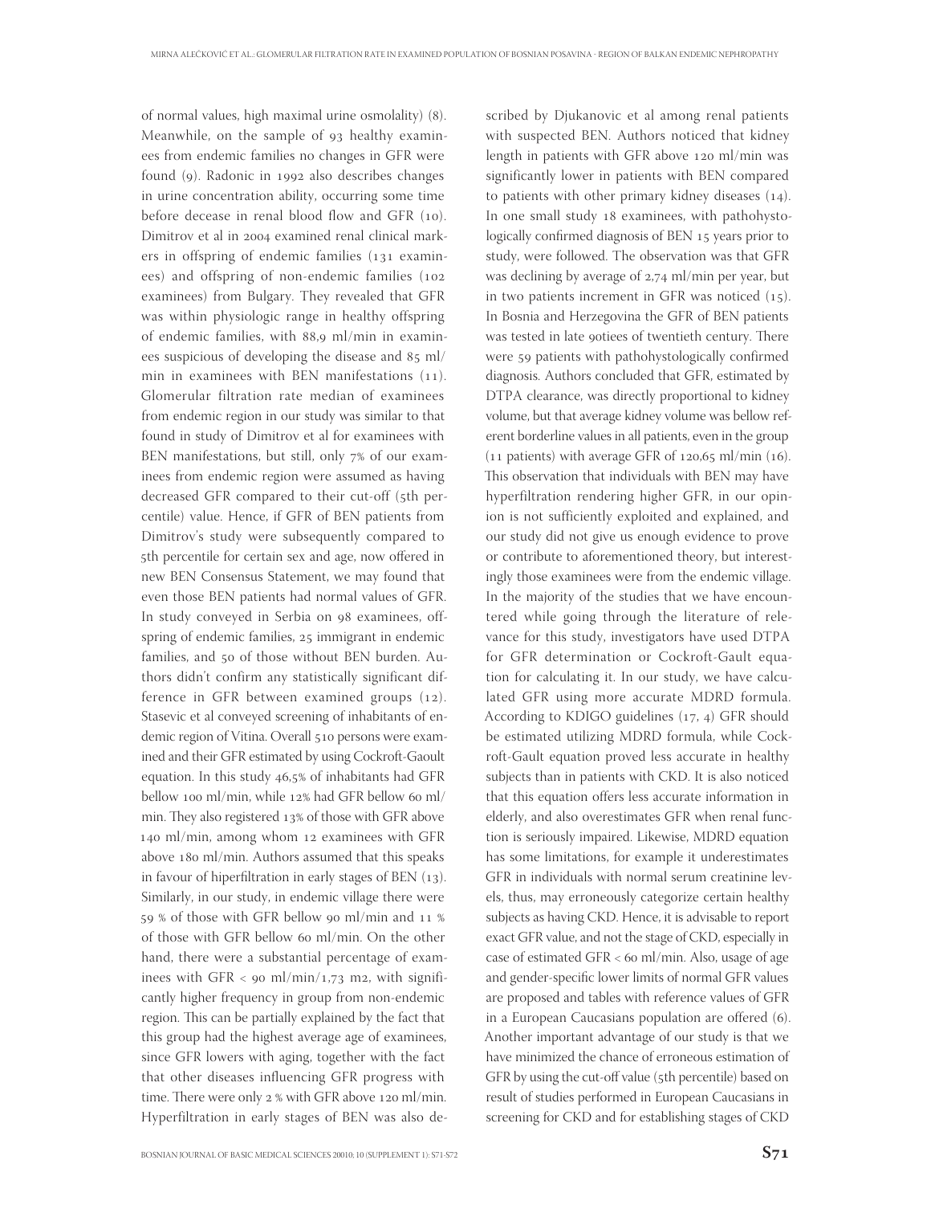of normal values, high maximal urine osmolality) (8). Meanwhile, on the sample of 93 healthy examinees from endemic families no changes in GFR were found (9). Radonic in 1992 also describes changes in urine concentration ability, occurring some time before decease in renal blood flow and GFR (10). Dimitrov et al in 2004 examined renal clinical markers in offspring of endemic families (131 examinees) and offspring of non-endemic families (102 examinees) from Bulgary. They revealed that GFR was within physiologic range in healthy offspring of endemic families, with 88,9 ml/min in examinees suspicious of developing the disease and 85 ml/min in examinees with BEN manifestations (11). Glomerular filtration rate median of examinees from endemic region in our study was similar to that found in study of Dimitrov et al for examinees with BEN manifestations, but still, only 7% of our examinees from endemic region were assumed as having decreased GFR compared to their cut-off (5th percentile) value. Hence, if GFR of BEN patients from Dimitrov's study were subsequently compared to 5th percentile for certain sex and age, now offered in new BEN Consensus Statement, we may found that even those BEN patients had normal values of GFR. In study conveyed in Serbia on 98 examinees, offspring of endemic families, 25 immigrant in endemic families, and 50 of those without BEN burden. Authors didn't confirm any statistically significant difference in GFR between examined groups (12). Stasevic et al conveyed screening of inhabitants of endemic region of Vitina. Overall 510 persons were examined and their GFR estimated by using Cockroft-Gaoult equation. In this study 46,5% of inhabitants had GFR bellow 100 ml/min, while 12% had GFR bellow 60 ml/min. They also registered 13% of those with GFR above 140 ml/min, among whom 12 examinees with GFR above 180 ml/min. Authors assumed that this speaks in favour of hiperfiltration in early stages of BEN (13). Similarly, in our study, in endemic village there were 59 % of those with GFR bellow 90 ml/min and 11 % of those with GFR bellow 60 ml/min. On the other hand, there were a substantial percentage of examinees with GFR < 90 ml/min/1,73 m2, with significantly higher frequency in group from non-endemic region. This can be partially explained by the fact that this group had the highest average age of examinees, since GFR lowers with aging, together with the fact that other diseases influencing GFR progress with time. There were only 2 % with GFR above 120 ml/min. Hyperfiltration in early stages of BEN was also described by Djukanovic et al among renal patients with suspected BEN. Authors noticed that kidney length in patients with GFR above 120 ml/min was significantly lower in patients with BEN compared to patients with other primary kidney diseases (14). In one small study 18 examinees, with pathohystologically confirmed diagnosis of BEN 15 years prior to study, were followed. The observation was that GFR was declining by average of 2,74 ml/min per year, but in two patients increment in GFR was noticed (15). In Bosnia and Herzegovina the GFR of BEN patients was tested in late 90tiees of twentieth century. There were 59 patients with pathohystologically confirmed diagnosis. Authors concluded that GFR, estimated by DTPA clearance, was directly proportional to kidney volume, but that average kidney volume was bellow referent borderline values in all patients, even in the group (11 patients) with average GFR of 120,65 ml/min (16). This observation that individuals with BEN may have hyperfiltration rendering higher GFR, in our opinion is not sufficiently exploited and explained, and our study did not give us enough evidence to prove or contribute to aforementioned theory, but interestingly those examinees were from the endemic village. In the majority of the studies that we have encountered while going through the literature of relevance for this study, investigators have used DTPA for GFR determination or Cockroft-Gault equation for calculating it. In our study, we have calculated GFR using more accurate MDRD formula. According to KDIGO guidelines (17, 4) GFR should be estimated utilizing MDRD formula, while Cockroft-Gault equation proved less accurate in healthy subjects than in patients with CKD. It is also noticed that this equation offers less accurate information in elderly, and also overestimates GFR when renal function is seriously impaired. Likewise, MDRD equation has some limitations, for example it underestimates GFR in individuals with normal serum creatinine levels, thus, may erroneously categorize certain healthy subjects as having CKD. Hence, it is advisable to report exact GFR value, and not the stage of CKD, especially in case of estimated GFR < 60 ml/min. Also, usage of age and gender-specific lower limits of normal GFR values are proposed and tables with reference values of GFR in a European Caucasians population are offered (6). Another important advantage of our study is that we have minimized the chance of erroneous estimation of GFR by using the cut-off value (5th percentile) based on result of studies performed in European Caucasians in screening for CKD and for establishing stages of CKD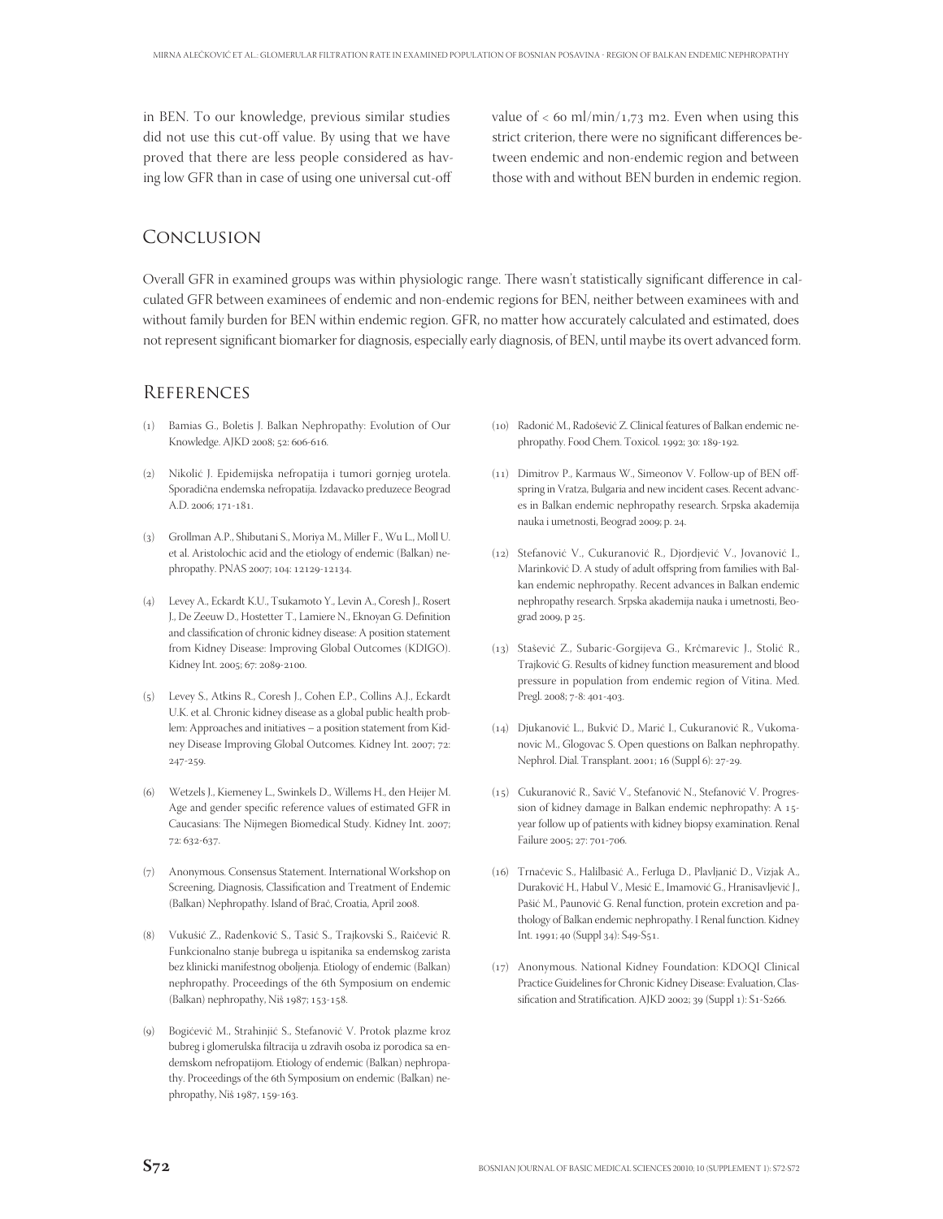in BEN. To our knowledge, previous similar studies did not use this cut-off value. By using that we have proved that there are less people considered as having low GFR than in case of using one universal cut-off value of < 60 ml/min/1,73 m2. Even when using this strict criterion, there were no significant differences between endemic and non-endemic region and between those with and without BEN burden in endemic region.

## Conclusion

Overall GFR in examined groups was within physiologic range. There wasn't statistically significant difference in calculated GFR between examinees of endemic and non-endemic regions for BEN, neither between examinees with and without family burden for BEN within endemic region. GFR, no matter how accurately calculated and estimated, does not represent significant biomarker for diagnosis, especially early diagnosis, of BEN, until maybe its overt advanced form.

## References

(1) Bamias G., Boletis J. Balkan Nephropathy: Evolution of Our Knowledge. AJKD 2008; 52: 606-616.

(2) Nikolić J. Epidemijska nefropatija i tumori gornjeg urotela. Sporadična endemska nefropatija. Izdavacko preduzece Beograd A.D. 2006; 171-181.

(3) Grollman A.P., Shibutani S., Moriya M., Miller F., Wu L., Moll U. et al. Aristolochic acid and the etiology of endemic (Balkan) nephropathy. PNAS 2007; 104: 12129-12134.

(4) Levey A., Eckardt K.U., Tsukamoto Y., Levin A., Coresh J., Rosert J., De Zeeuw D., Hostetter T., Lamiere N., Eknoyan G. Definition and classification of chronic kidney disease: A position statement from Kidney Disease: Improving Global Outcomes (KDIGO). Kidney Int. 2005; 67: 2089-2100.

(5) Levey S., Atkins R., Coresh J., Cohen E.P., Collins A.J., Eckardt U.K. et al. Chronic kidney disease as a global public health problem: Approaches and initiatives – a position statement from Kidney Disease Improving Global Outcomes. Kidney Int. 2007; 72: 247-259.

(6) Wetzels J., Kiemeney L., Swinkels D., Willems H., den Heijer M. Age and gender specific reference values of estimated GFR in Caucasians: The Nijmegen Biomedical Study. Kidney Int. 2007; 72: 632-637.

(7) Anonymous. Consensus Statement. International Workshop on Screening, Diagnosis, Classification and Treatment of Endemic (Balkan) Nephropathy. Island of Brač, Croatia, April 2008.

(8) Vukušić Z., Radenković S., Tasić S., Trajkovski S., Raičević R. Funkcionalno stanje bubrega u ispitanika sa endemskog zarista bez klinicki manifestnog oboljenja. Etiology of endemic (Balkan) nephropathy. Proceedings of the 6th Symposium on endemic (Balkan) nephropathy, Niš 1987; 153-158.

(9) Bogićević M., Strahinjić S., Stefanović V. Protok plazme kroz bubreg i glomerulska filtracija u zdravih osoba iz porodica sa endemskom nefropatijom. Etiology of endemic (Balkan) nephropathy. Proceedings of the 6th Symposium on endemic (Balkan) nephropathy, Niš 1987, 159-163.

(10) Radonić M., Radošević Z. Clinical features of Balkan endemic nephropathy. Food Chem. Toxicol. 1992; 30: 189-192.

(11) Dimitrov P., Karmaus W., Simeonov V. Follow-up of BEN offspring in Vratza, Bulgaria and new incident cases. Recent advances in Balkan endemic nephropathy research. Srpska akademija nauka i umetnosti, Beograd 2009; p. 24.

(12) Stefanović V., Cukuranović R., Djordjević V., Jovanović I., Marinković D. A study of adult offspring from families with Balkan endemic nephropathy. Recent advances in Balkan endemic nephropathy research. Srpska akademija nauka i umetnosti, Beograd 2009, p 25.

(13) Stašević Z., Subaric-Gorgijeva G., Krčmarevic J., Stolić R., Trajković G. Results of kidney function measurement and blood pressure in population from endemic region of Vitina. Med. Pregl. 2008; 7-8: 401-403.

(14) Djukanović L., Bukvić D., Marić I., Cukuranović R., Vukomanovic M., Glogovac S. Open questions on Balkan nephropathy. Nephrol. Dial. Transplant. 2001; 16 (Suppl 6): 27-29.

(15) Cukuranović R., Savić V., Stefanović N., Stefanović V. Progression of kidney damage in Balkan endemic nephropathy: A 15-year follow up of patients with kidney biopsy examination. Renal Failure 2005; 27: 701-706.

(16) Trnačevic S., Halilbasić A., Ferluga D., Plavljanić D., Vizjak A., Duraković H., Habul V., Mesić E., Imamović G., Hranisavljević J., Pašić M., Paunović G. Renal function, protein excretion and pathology of Balkan endemic nephropathy. I Renal function. Kidney Int. 1991; 40 (Suppl 34): S49-S51.

(17) Anonymous. National Kidney Foundation: KDOQI Clinical Practice Guidelines for Chronic Kidney Disease: Evaluation, Classification and Stratification. AJKD 2002; 39 (Suppl 1): S1-S266.